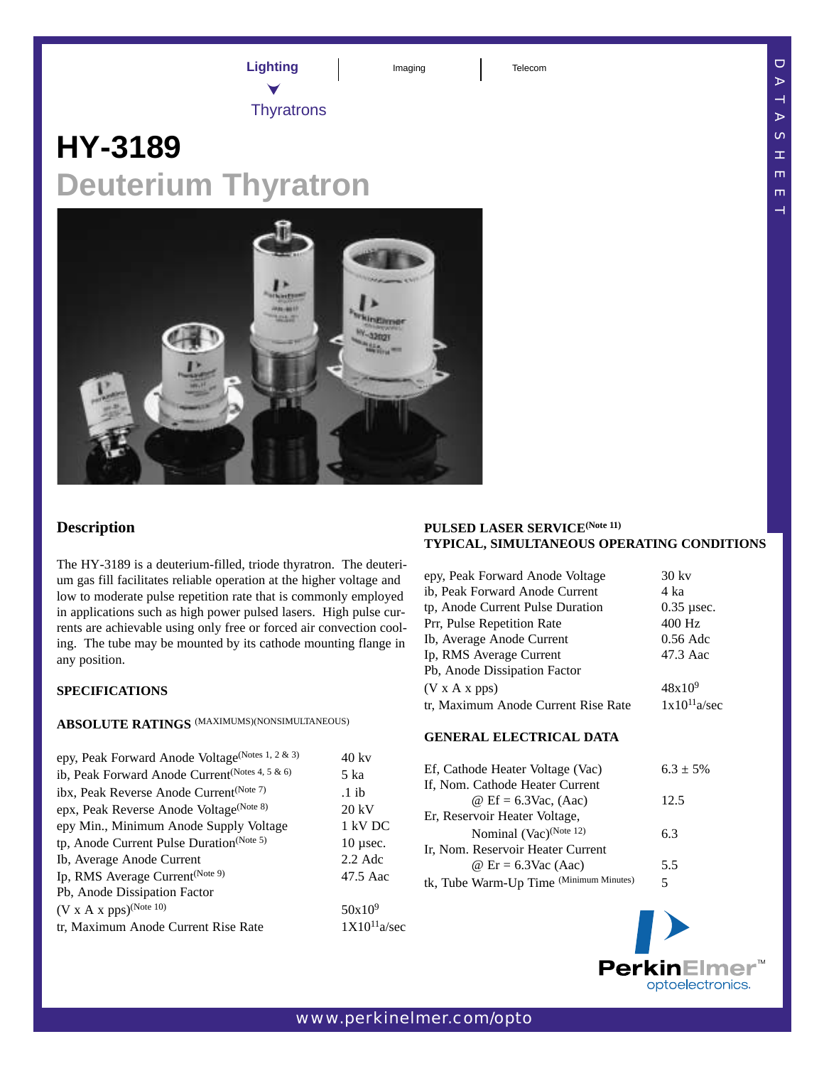Lighting | Imaging | Telecom

Thyratrons

# HY-3189

## Deuterium Thyratron

## Description

The HY-3189 is a deuterium-filled, triode thyratron. The deuterium gas fill facilitates reliable operation at the higher voltage and low to moderate pulse repetition rate that is commonly employed in applications such as high power pulsed lasers. High pulse currents are achievable using only free or forced air convection cooling. The tube may be mounted by its cathode mounting flange in any position.

### SPECIFICATIONS

### ABSOLUTE RATINGS (MAXIMUMS)(NONSIMULTANEOUS)

| Parameter | Value |
|---|---|
| epy, Peak Forward Anode Voltage (Notes 1, 2 & 3) | 40 kv |
| ib, Peak Forward Anode Current (Notes 4, 5 & 6) | 5 ka |
| ibx, Peak Reverse Anode Current (Note 7) | .1 ib |
| epx, Peak Reverse Anode Voltage (Note 8) | 20 kV |
| epy Min., Minimum Anode Supply Voltage | 1 kV DC |
| tp, Anode Current Pulse Duration (Note 5) | 10 µsec. |
| Ib, Average Anode Current | 2.2 Adc |
| Ip, RMS Average Current (Note 9) | 47.5 Aac |
| Pb, Anode Dissipation Factor (V x A x pps) (Note 10) | $50 \times 10^9$ |
| tr, Maximum Anode Current Rise Rate | $1 \times 10^{11}$ a/sec |

### PULSED LASER SERVICE (Note 11) TYPICAL, SIMULTANEOUS OPERATING CONDITIONS

| Parameter | Value |
|---|---|
| epy, Peak Forward Anode Voltage | 30 kv |
| ib, Peak Forward Anode Current | 4 ka |
| tp, Anode Current Pulse Duration | 0.35 µsec. |
| Prr, Pulse Repetition Rate | 400 Hz |
| Ib, Average Anode Current | 0.56 Adc |
| Ip, RMS Average Current | 47.3 Aac |
| Pb, Anode Dissipation Factor (V x A x pps) | $48 \times 10^9$ |
| tr, Maximum Anode Current Rise Rate | $1 \times 10^{11}$ a/sec |

### GENERAL ELECTRICAL DATA

| Parameter | Value |
|---|---|
| Ef, Cathode Heater Voltage (Vac) | 6.3 ± 5% |
| If, Nom. Cathode Heater Current @ Ef = 6.3Vac, (Aac) | 12.5 |
| Er, Reservoir Heater Voltage, Nominal (Vac) (Note 12) | 6.3 |
| Ir, Nom. Reservoir Heater Current @ Er = 6.3Vac (Aac) | 5.5 |
| tk, Tube Warm-Up Time (Minimum Minutes) | 5 |

PerkinElmer optoelectronics.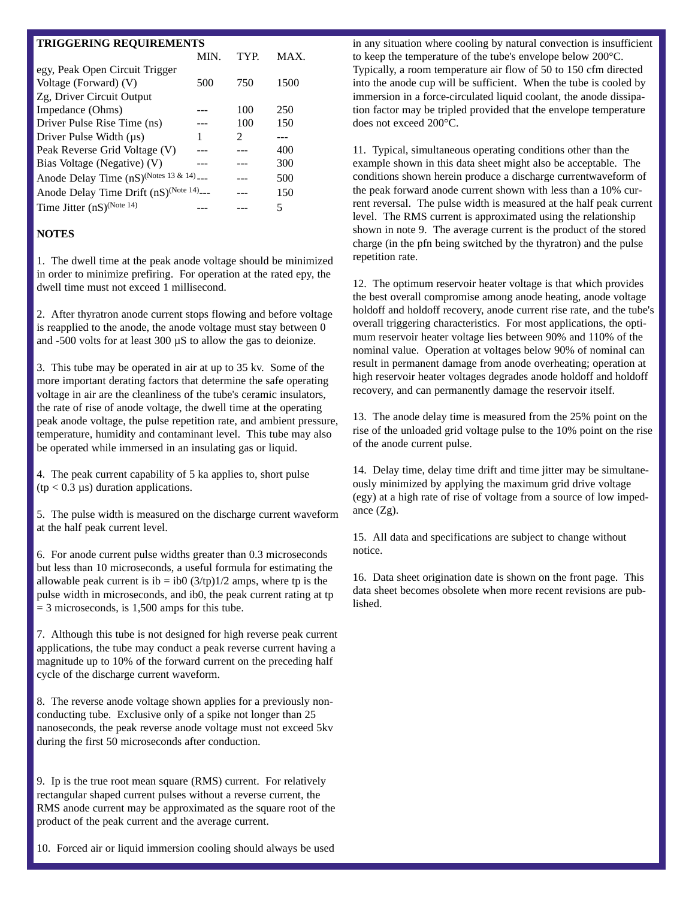**TRIGGERING REQUIREMENTS**

| | MIN. | TYP. | MAX. |
|---|---|---|---|
| egy, Peak Open Circuit Trigger Voltage (Forward) (V) | 500 | 750 | 1500 |
| Zg, Driver Circuit Output Impedance (Ohms) | --- | 100 | 250 |
| Driver Pulse Rise Time (ns) | --- | 100 | 150 |
| Driver Pulse Width (µs) | 1 | 2 | --- |
| Peak Reverse Grid Voltage (V) | --- | --- | 400 |
| Bias Voltage (Negative) (V) | --- | --- | 300 |
| Anode Delay Time (nS)(Notes 13 & 14) | --- | --- | 500 |
| Anode Delay Time Drift (nS)(Note 14) | --- | --- | 150 |
| Time Jitter (nS)(Note 14) | --- | --- | 5 |

**NOTES**

1. The dwell time at the peak anode voltage should be minimized in order to minimize prefiring. For operation at the rated epy, the dwell time must not exceed 1 millisecond.

2. After thyratron anode current stops flowing and before voltage is reapplied to the anode, the anode voltage must stay between 0 and -500 volts for at least 300 µS to allow the gas to deionize.

3. This tube may be operated in air at up to 35 kv. Some of the more important derating factors that determine the safe operating voltage in air are the cleanliness of the tube's ceramic insulators, the rate of rise of anode voltage, the dwell time at the operating peak anode voltage, the pulse repetition rate, and ambient pressure, temperature, humidity and contaminant level. This tube may also be operated while immersed in an insulating gas or liquid.

4. The peak current capability of 5 ka applies to, short pulse ($t_p < 0.3$ µs) duration applications.

5. The pulse width is measured on the discharge current waveform at the half peak current level.

6. For anode current pulse widths greater than 0.3 microseconds but less than 10 microseconds, a useful formula for estimating the allowable peak current is ib = ib0 (3/tp)1/2 amps, where tp is the pulse width in microseconds, and ib0, the peak current rating at tp = 3 microseconds, is 1,500 amps for this tube.

7. Although this tube is not designed for high reverse peak current applications, the tube may conduct a peak reverse current having a magnitude up to 10% of the forward current on the preceding half cycle of the discharge current waveform.

8. The reverse anode voltage shown applies for a previously non-conducting tube. Exclusive only of a spike not longer than 25 nanoseconds, the peak reverse anode voltage must not exceed 5kv during the first 50 microseconds after conduction.

9. Ip is the true root mean square (RMS) current. For relatively rectangular shaped current pulses without a reverse current, the RMS anode current may be approximated as the square root of the product of the peak current and the average current.

10. Forced air or liquid immersion cooling should always be used in any situation where cooling by natural convection is insufficient to keep the temperature of the tube's envelope below 200°C. Typically, a room temperature air flow of 50 to 150 cfm directed into the anode cup will be sufficient. When the tube is cooled by immersion in a force-circulated liquid coolant, the anode dissipation factor may be tripled provided that the envelope temperature does not exceed 200°C.

11. Typical, simultaneous operating conditions other than the example shown in this data sheet might also be acceptable. The conditions shown herein produce a discharge currentwaveform of the peak forward anode current shown with less than a 10% current reversal. The pulse width is measured at the half peak current level. The RMS current is approximated using the relationship shown in note 9. The average current is the product of the stored charge (in the pfn being switched by the thyratron) and the pulse repetition rate.

12. The optimum reservoir heater voltage is that which provides the best overall compromise among anode heating, anode voltage holdoff and holdoff recovery, anode current rise rate, and the tube's overall triggering characteristics. For most applications, the optimum reservoir heater voltage lies between 90% and 110% of the nominal value. Operation at voltages below 90% of nominal can result in permanent damage from anode overheating; operation at high reservoir heater voltages degrades anode holdoff and holdoff recovery, and can permanently damage the reservoir itself.

13. The anode delay time is measured from the 25% point on the rise of the unloaded grid voltage pulse to the 10% point on the rise of the anode current pulse.

14. Delay time, delay time drift and time jitter may be simultaneously minimized by applying the maximum grid drive voltage (egy) at a high rate of rise of voltage from a source of low impedance (Zg).

15. All data and specifications are subject to change without notice.

16. Data sheet origination date is shown on the front page. This data sheet becomes obsolete when more recent revisions are published.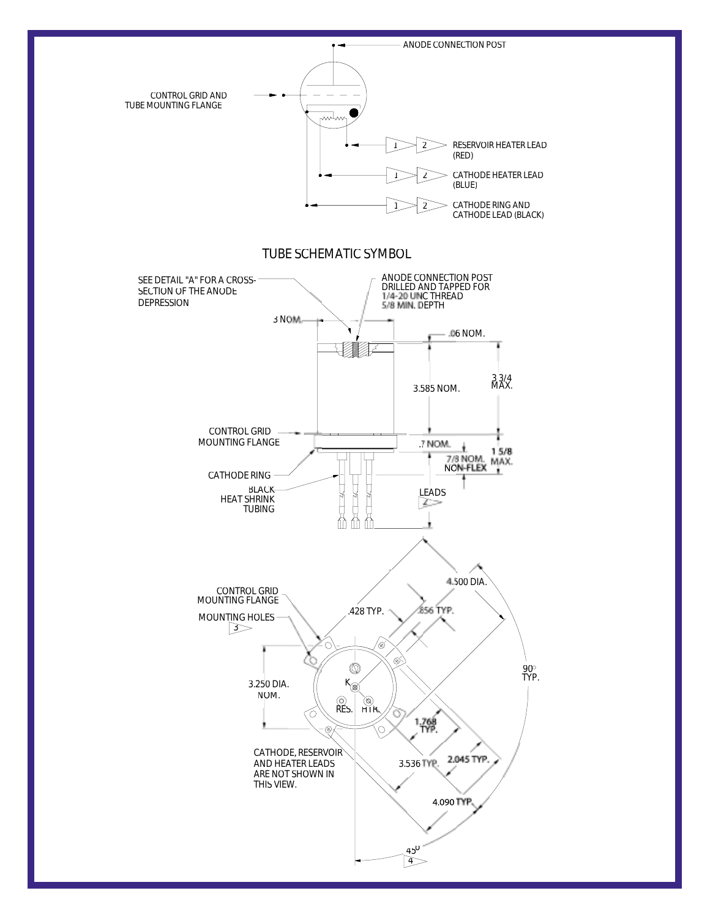ANODE CONNECTION POST

CONTROL GRID AND TUBE MOUNTING FLANGE

1 2 RESERVOIR HEATER LEAD (RED)

1 2 CATHODE HEATER LEAD (BLUE)

1 2 CATHODE RING AND CATHODE LEAD (BLACK)

## TUBE SCHEMATIC SYMBOL

SEE DETAIL "A" FOR A CROSS-SECTION OF THE ANODE DEPRESSION

ANODE CONNECTION POST DRILLED AND TAPPED FOR 1/4-20 UNC THREAD 5/8 MIN. DEPTH

3 NOM.

.06 NOM.

3.585 NOM.

3 3/4 MAX.

CONTROL GRID MOUNTING FLANGE

.7 NOM.

7/8 NOM. NON-FLEX

1 5/8 MAX.

CATHODE RING

BLACK HEAT SHRINK TUBING

LEADS 2

4.500 DIA.

CONTROL GRID MOUNTING FLANGE

.428 TYP.

.856 TYP.

MOUNTING HOLES 3

90° TYP.

3.250 DIA. NOM.

K

RES. HTR.

1.768 TYP.

3.536 TYP.

2.045 TYP.

CATHODE, RESERVOIR AND HEATER LEADS ARE NOT SHOWN IN THIS VIEW.

4.090 TYP.

45° 4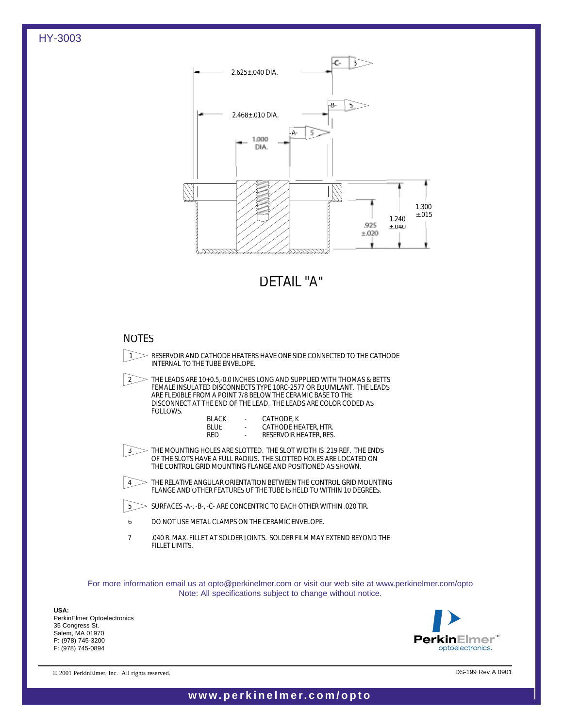2.625±.040 DIA.

2.468±.010 DIA.

1.000 DIA.

-A- 5

-B- 5

-C- 5

1.300 ±.015

1.240 ±.040

.925 ±.020

DETAIL "A"

## NOTES

1. RESERVOIR AND CATHODE HEATERS HAVE ONE SIDE CONNECTED TO THE CATHODE INTERNAL TO THE TUBE ENVELOPE.

2. THE LEADS ARE 10+0.5,-0.0 INCHES LONG AND SUPPLIED WITH THOMAS & BETTS FEMALE INSULATED DISCONNECTS TYPE 10RC-2577 OR EQUIVILANT. THE LEADS ARE FLEXIBLE FROM A POINT 7/8 BELOW THE CERAMIC BASE TO THE DISCONNECT AT THE END OF THE LEAD. THE LEADS ARE COLOR CODED AS FOLLOWS.

   | | | |
   |---|---|---|
   | BLACK | - | CATHODE, K |
   | BLUE | - | CATHODE HEATER, HTR. |
   | RED | - | RESERVOIR HEATER, RES. |

3. THE MOUNTING HOLES ARE SLOTTED. THE SLOT WIDTH IS .219 REF. THE ENDS OF THE SLOTS HAVE A FULL RADIUS. THE SLOTTED HOLES ARE LOCATED ON THE CONTROL GRID MOUNTING FLANGE AND POSITIONED AS SHOWN.

4. THE RELATIVE ANGULAR ORIENTATION BETWEEN THE CONTROL GRID MOUNTING FLANGE AND OTHER FEATURES OF THE TUBE IS HELD TO WITHIN 10 DEGREES.

5. SURFACES -A-, -B-, -C- ARE CONCENTRIC TO EACH OTHER WITHIN .020 TIR.

6. DO NOT USE METAL CLAMPS ON THE CERAMIC ENVELOPE.

7. .040 R. MAX. FILLET AT SOLDER JOINTS. SOLDER FILM MAY EXTEND BEYOND THE FILLET LIMITS.

For more information email us at opto@perkinelmer.com or visit our web site at www.perkinelmer.com/opto
Note: All specifications subject to change without notice.

**USA:**
PerkinElmer Optoelectronics
35 Congress St.
Salem, MA 01970
P: (978) 745-3200
F: (978) 745-0894

PerkinElmer™ optoelectronics.

© 2001 PerkinElmer, Inc. All rights reserved.

DS-199 Rev A 0901

**www.perkinelmer.com/opto**